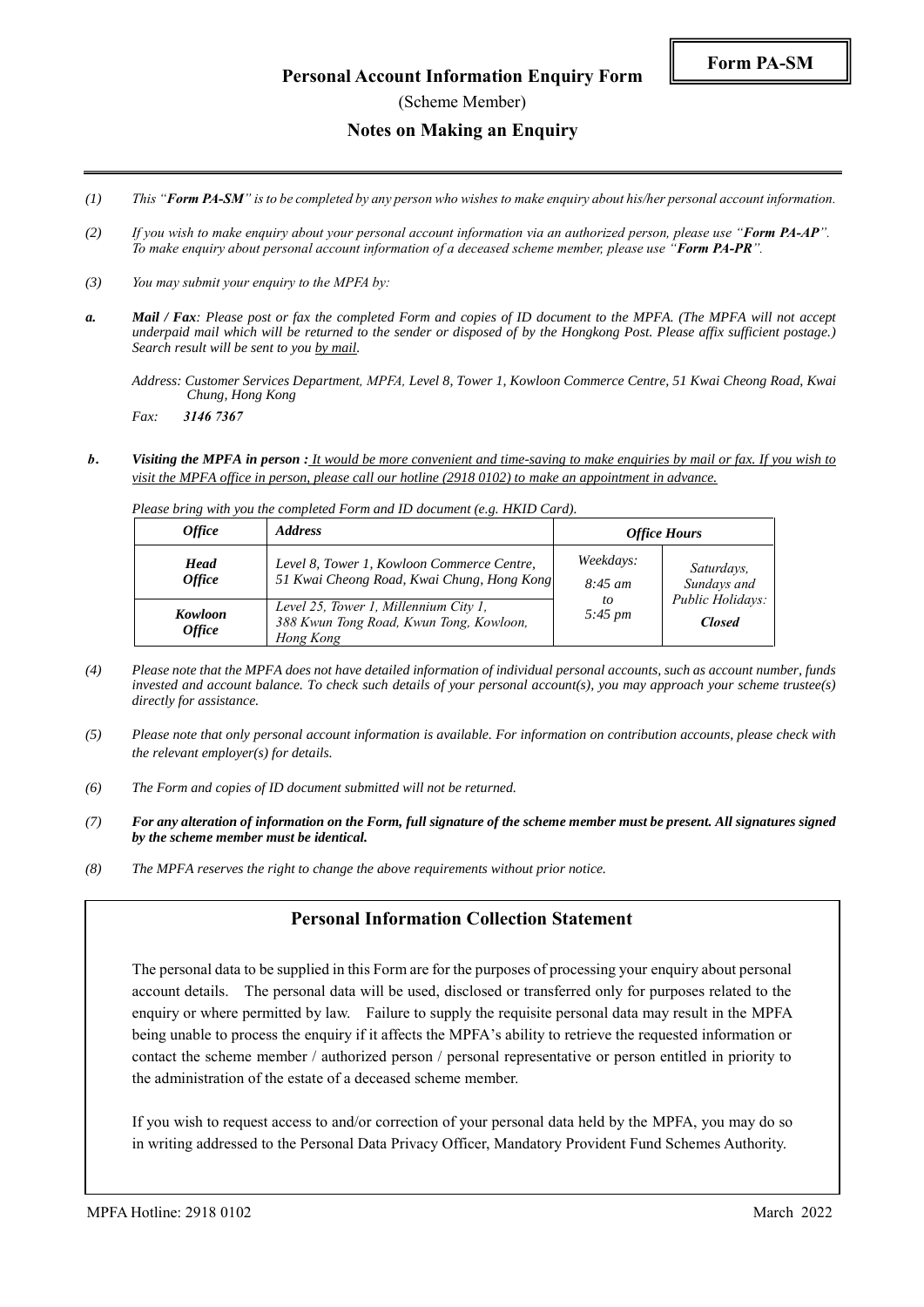**Form PA-SM**

# Personal Account Information Enquiry Form

(Scheme Member)

## Notes on Making an Enquiry

---

*(1) This "**Form PA-SM**" is to be completed by any person who wishes to make enquiry about his/her personal account information.*

*(2) If you wish to make enquiry about your personal account information via an authorized person, please use "**Form PA-AP**". To make enquiry about personal account information of a deceased scheme member, please use "**Form PA-PR**".*

*(3) You may submit your enquiry to the MPFA by:*

***a. Mail / Fax**: Please post or fax the completed Form and copies of ID document to the MPFA. (The MPFA will not accept underpaid mail which will be returned to the sender or disposed of by the Hongkong Post. Please affix sufficient postage.) Search result will be sent to you by mail.*

*Address: Customer Services Department, MPFA, Level 8, Tower 1, Kowloon Commerce Centre, 51 Kwai Cheong Road, Kwai Chung, Hong Kong*

*Fax: **3146 7367***

***b. Visiting the MPFA in person :** It would be more convenient and time-saving to make enquiries by mail or fax. If you wish to visit the MPFA office in person, please call our hotline (2918 0102) to make an appointment in advance.*

*Please bring with you the completed Form and ID document (e.g. HKID Card).*

| *Office* | *Address* | *Office Hours* | |
|---|---|---|---|
| ***Head Office*** | *Level 8, Tower 1, Kowloon Commerce Centre, 51 Kwai Cheong Road, Kwai Chung, Hong Kong* | *Weekdays: 8:45 am to 5:45 pm* | *Saturdays, Sundays and Public Holidays: **Closed*** |
| ***Kowloon Office*** | *Level 25, Tower 1, Millennium City 1, 388 Kwun Tong Road, Kwun Tong, Kowloon, Hong Kong* | | |

*(4) Please note that the MPFA does not have detailed information of individual personal accounts, such as account number, funds invested and account balance. To check such details of your personal account(s), you may approach your scheme trustee(s) directly for assistance.*

*(5) Please note that only personal account information is available. For information on contribution accounts, please check with the relevant employer(s) for details.*

*(6) The Form and copies of ID document submitted will not be returned.*

***(7) For any alteration of information on the Form, full signature of the scheme member must be present. All signatures signed by the scheme member must be identical.***

*(8) The MPFA reserves the right to change the above requirements without prior notice.*

## Personal Information Collection Statement

The personal data to be supplied in this Form are for the purposes of processing your enquiry about personal account details. The personal data will be used, disclosed or transferred only for purposes related to the enquiry or where permitted by law. Failure to supply the requisite personal data may result in the MPFA being unable to process the enquiry if it affects the MPFA's ability to retrieve the requested information or contact the scheme member / authorized person / personal representative or person entitled in priority to the administration of the estate of a deceased scheme member.

If you wish to request access to and/or correction of your personal data held by the MPFA, you may do so in writing addressed to the Personal Data Privacy Officer, Mandatory Provident Fund Schemes Authority.

MPFA Hotline: 2918 0102

March 2022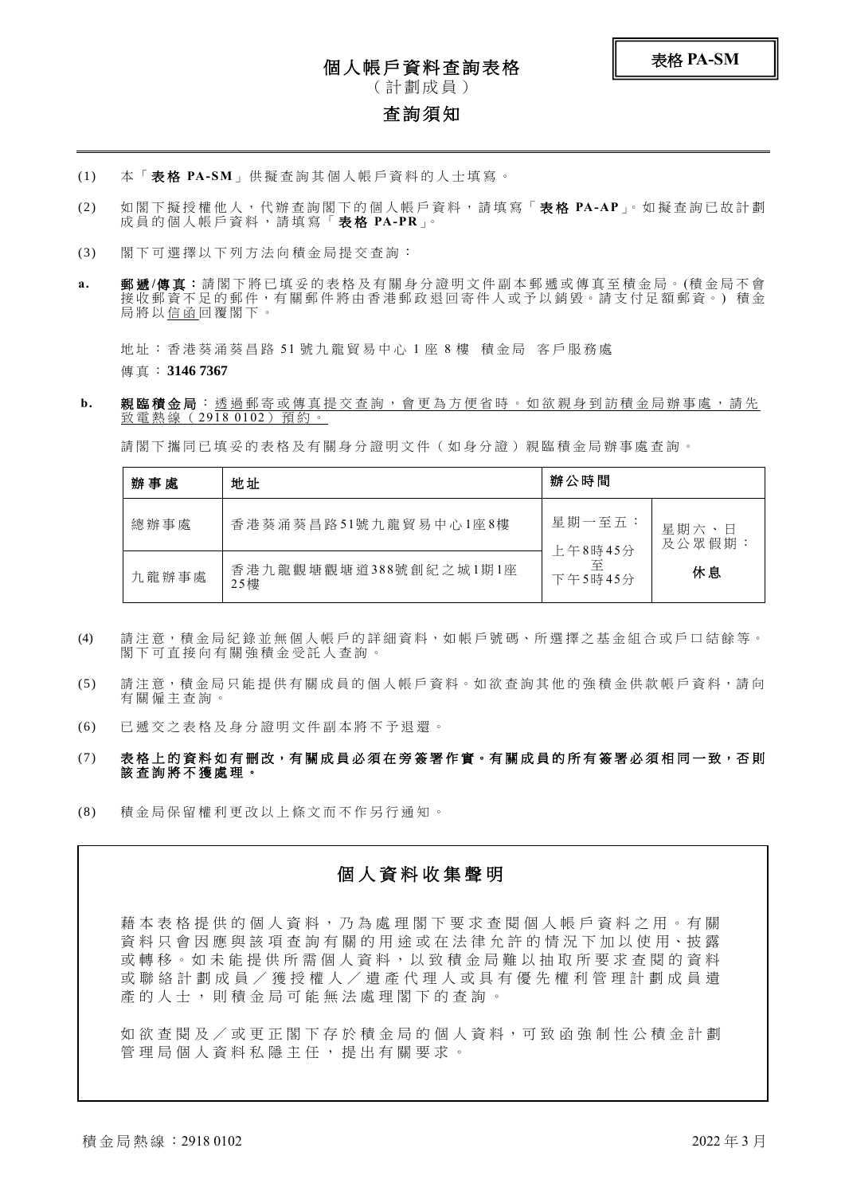**表格 PA-SM**

# 個人帳戶資料查詢表格

（計劃成員）

## 查詢須知

(1) 本「**表格 PA-SM**」供擬查詢其個人帳戶資料的人士填寫。

(2) 如閣下擬授權他人，代辦查詢閣下的個人帳戶資料，請填寫「**表格 PA-AP**」。如擬查詢已故計劃成員的個人帳戶資料，請填寫「**表格 PA-PR**」。

(3) 閣下可選擇以下列方法向積金局提交查詢：

**a.** **郵遞/傳真：**請閣下將已填妥的表格及有關身分證明文件副本郵遞或傳真至積金局。(積金局不會接收郵資不足的郵件，有關郵件將由香港郵政退回寄件人或予以銷毀。請支付足額郵資。) 積金局將以信函回覆閣下。

地址：香港葵涌葵昌路 51 號九龍貿易中心 1 座 8 樓 積金局 客戶服務處

傳真：**3146 7367**

**b.** **親臨積金局**：透過郵寄或傳真提交查詢，會更為方便省時。如欲親身到訪積金局辦事處，請先致電熱線（2918 0102）預約。

請閣下攜同已填妥的表格及有關身分證明文件（如身分證）親臨積金局辦事處查詢。

| 辦事處 | 地址 | 辦公時間 | |
|---|---|---|---|
| 總辦事處 | 香港葵涌葵昌路51號九龍貿易中心1座8樓 | 星期一至五：<br>上午8時45分<br>至<br>下午5時45分 | 星期六、日<br>及公眾假期：<br>**休息** |
| 九龍辦事處 | 香港九龍觀塘觀塘道388號創紀之城1期1座25樓 | | |

(4) 請注意，積金局紀錄並無個人帳戶的詳細資料，如帳戶號碼、所選擇之基金組合或戶口結餘等。閣下可直接向有關強積金受託人查詢。

(5) 請注意，積金局只能提供有關成員的個人帳戶資料。如欲查詢其他的強積金供款帳戶資料，請向有關僱主查詢。

(6) 已遞交之表格及身分證明文件副本將不予退還。

(7) **表格上的資料如有刪改，有關成員必須在旁簽署作實。有關成員的所有簽署必須相同一致，否則該查詢將不獲處理。**

(8) 積金局保留權利更改以上條文而不作另行通知。

## 個人資料收集聲明

藉本表格提供的個人資料，乃為處理閣下要求查閱個人帳戶資料之用。有關資料只會因應與該項查詢有關的用途或在法律允許的情況下加以使用、披露或轉移。如未能提供所需個人資料，以致積金局難以抽取所要求查閱的資料或聯絡計劃成員／獲授權人／遺產代理人或具有優先權利管理計劃成員遺產的人士，則積金局可能無法處理閣下的查詢。

如欲查閱及／或更正閣下存於積金局的個人資料，可致函強制性公積金計劃管理局個人資料私隱主任，提出有關要求。

積金局熱線：2918 0102

2022 年 3 月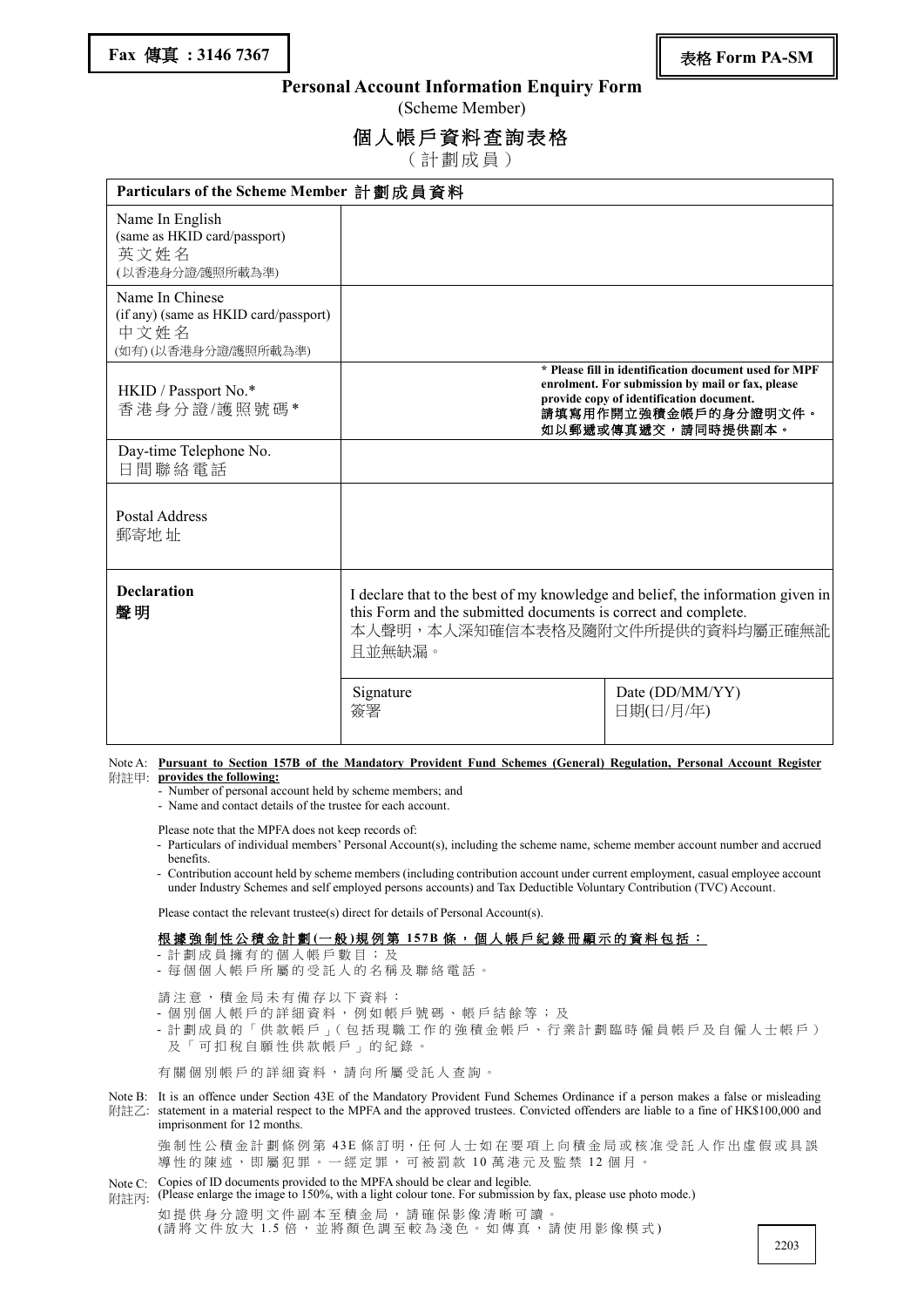**Fax 傳真：3146 7367**

**表格 Form PA-SM**

## Personal Account Information Enquiry Form

(Scheme Member)

## 個人帳戶資料查詢表格

（計劃成員）

| **Particulars of the Scheme Member 計劃成員資料** | | |
|---|---|---|
| Name In English (same as HKID card/passport) 英文姓名 (以香港身分證/護照所載為準) | | |
| Name In Chinese (if any) (same as HKID card/passport) 中文姓名 (如有) (以香港身分證/護照所載為準) | | |
| HKID / Passport No.* 香港身分證/護照號碼* | **\* Please fill in identification document used for MPF enrolment. For submission by mail or fax, please provide copy of identification document. 請填寫用作開立強積金帳戶的身分證明文件。如以郵遞或傳真遞交，請同時提供副本。** | |
| Day-time Telephone No. 日間聯絡電話 | | |
| Postal Address 郵寄地址 | | |
| **Declaration 聲明** | I declare that to the best of my knowledge and belief, the information given in this Form and the submitted documents is correct and complete. 本人聲明，本人深知確信本表格及隨附文件所提供的資料均屬正確無訛且並無缺漏。 | |
| | Signature 簽署 | Date (DD/MM/YY) 日期(日/月/年) |

Note A: **Pursuant to Section 157B of the Mandatory Provident Fund Schemes (General) Regulation, Personal Account Register provides the following:**
附註甲:

- Number of personal account held by scheme members; and
- Name and contact details of the trustee for each account.

Please note that the MPFA does not keep records of:

- Particulars of individual members' Personal Account(s), including the scheme name, scheme member account number and accrued benefits.
- Contribution account held by scheme members (including contribution account under current employment, casual employee account under Industry Schemes and self employed persons accounts) and Tax Deductible Voluntary Contribution (TVC) Account.

Please contact the relevant trustee(s) direct for details of Personal Account(s).

**根據強制性公積金計劃(一般)規例第157B條，個人帳戶紀錄冊顯示的資料包括：**

- 計劃成員擁有的個人帳戶數目；及
- 每個個人帳戶所屬的受託人的名稱及聯絡電話。

請注意，積金局未有備存以下資料：

- 個別個人帳戶的詳細資料，例如帳戶號碼、帳戶結餘等；及
- 計劃成員的「供款帳戶」(包括現職工作的強積金帳戶、行業計劃臨時僱員帳戶及自僱人士帳戶)及「可扣稅自願性供款帳戶」的紀錄。

有關個別帳戶的詳細資料，請向所屬受託人查詢。

Note B: It is an offence under Section 43E of the Mandatory Provident Fund Schemes Ordinance if a person makes a false or misleading statement in a material respect to the MPFA and the approved trustees. Convicted offenders are liable to a fine of HK$100,000 and imprisonment for 12 months.
附註乙:

強制性公積金計劃條例第43E條訂明，任何人士如在要項上向積金局或核准受託人作出虛假或具誤導性的陳述，即屬犯罪。一經定罪，可被罰款10萬港元及監禁12個月。

Note C: Copies of ID documents provided to the MPFA should be clear and legible.
附註丙: (Please enlarge the image to 150%, with a light colour tone. For submission by fax, please use photo mode.)

如提供身分證明文件副本至積金局，請確保影像清晰可讀。
(請將文件放大1.5倍，並將顏色調至較為淺色。如傳真，請使用影像模式)

2203